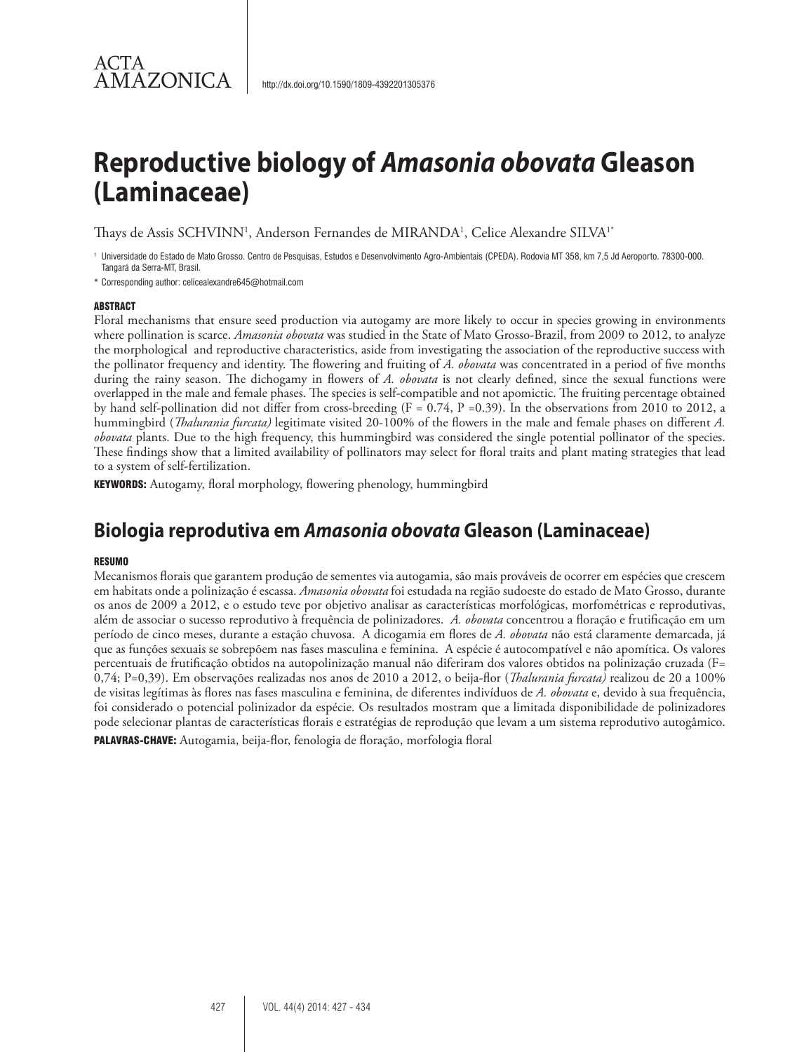ACTA AMAZONICA

http://dx.doi.org/10.1590/1809-4392201305376

# Reproductive biology of *Amasonia obovata* Gleason (Laminaceae)

Thays de Assis SCHVINN[1], Anderson Fernandes de MIRANDA[1], Celice Alexandre SILVA[1*]

[1] Universidade do Estado de Mato Grosso. Centro de Pesquisas, Estudos e Desenvolvimento Agro-Ambientais (CPEDA). Rodovia MT 358, km 7,5 Jd Aeroporto. 78300-000. Tangará da Serra-MT, Brasil.

* Corresponding author: celicealexandre645@hotmail.com

## ABSTRACT

Floral mechanisms that ensure seed production via autogamy are more likely to occur in species growing in environments where pollination is scarce. *Amasonia obovata* was studied in the State of Mato Grosso-Brazil, from 2009 to 2012, to analyze the morphological and reproductive characteristics, aside from investigating the association of the reproductive success with the pollinator frequency and identity. The flowering and fruiting of *A. obovata* was concentrated in a period of five months during the rainy season. The dichogamy in flowers of *A. obovata* is not clearly defined, since the sexual functions were overlapped in the male and female phases. The species is self-compatible and not apomictic. The fruiting percentage obtained by hand self-pollination did not differ from cross-breeding (F = 0.74, P =0.39). In the observations from 2010 to 2012, a hummingbird (*Thalurania furcata)* legitimate visited 20-100% of the flowers in the male and female phases on different *A. obovata* plants. Due to the high frequency, this hummingbird was considered the single potential pollinator of the species. These findings show that a limited availability of pollinators may select for floral traits and plant mating strategies that lead to a system of self-fertilization.

**KEYWORDS:** Autogamy, floral morphology, flowering phenology, hummingbird

## Biologia reprodutiva em *Amasonia obovata* Gleason (Laminaceae)

### RESUMO

Mecanismos florais que garantem produção de sementes via autogamia, são mais prováveis de ocorrer em espécies que crescem em habitats onde a polinização é escassa. *Amasonia obovata* foi estudada na região sudoeste do estado de Mato Grosso, durante os anos de 2009 a 2012, e o estudo teve por objetivo analisar as características morfológicas, morfométricas e reprodutivas, além de associar o sucesso reprodutivo à frequência de polinizadores. *A. obovata* concentrou a floração e frutificação em um período de cinco meses, durante a estação chuvosa. A dicogamia em flores de *A. obovata* não está claramente demarcada, já que as funções sexuais se sobrepõem nas fases masculina e feminina. A espécie é autocompatível e não apomítica. Os valores percentuais de frutificação obtidos na autopolinização manual não diferiram dos valores obtidos na polinização cruzada (F= 0,74; P=0,39). Em observações realizadas nos anos de 2010 a 2012, o beija-flor (*Thalurania furcata)* realizou de 20 a 100% de visitas legítimas às flores nas fases masculina e feminina, de diferentes indivíduos de *A. obovata* e, devido à sua frequência, foi considerado o potencial polinizador da espécie. Os resultados mostram que a limitada disponibilidade de polinizadores pode selecionar plantas de características florais e estratégias de reprodução que levam a um sistema reprodutivo autogâmico.

**PALAVRAS-CHAVE:** Autogamia, beija-flor, fenologia de floração, morfologia floral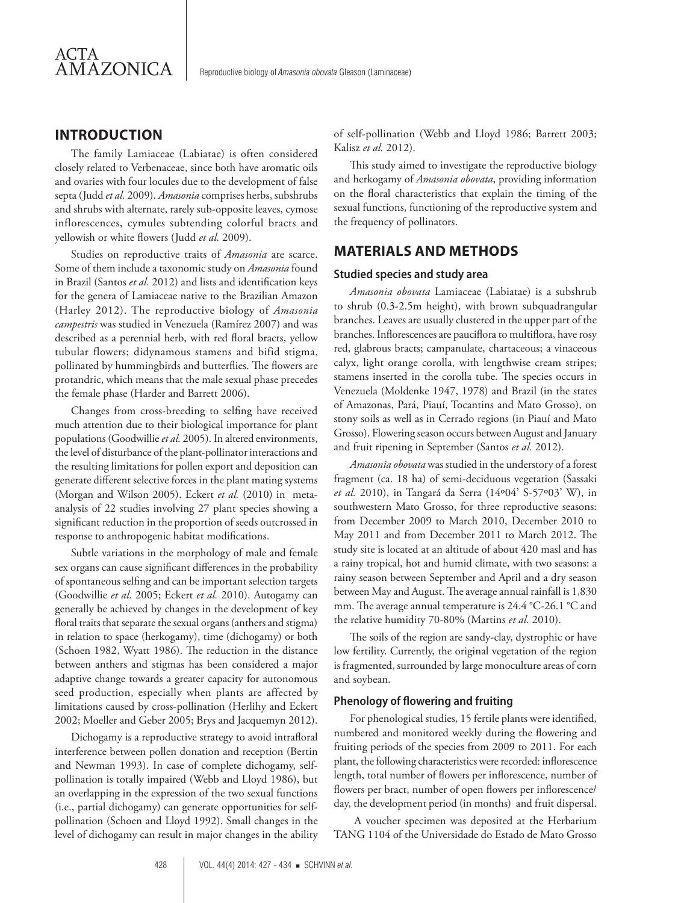## INTRODUCTION

The family Lamiaceae (Labiatae) is often considered closely related to Verbenaceae, since both have aromatic oils and ovaries with four locules due to the development of false septa (Judd *et al.* 2009). *Amasonia* comprises herbs, subshrubs and shrubs with alternate, rarely sub-opposite leaves, cymose inflorescences, cymules subtending colorful bracts and yellowish or white flowers (Judd *et al.* 2009).

Studies on reproductive traits of *Amasonia* are scarce. Some of them include a taxonomic study on *Amasonia* found in Brazil (Santos *et al.* 2012) and lists and identification keys for the genera of Lamiaceae native to the Brazilian Amazon (Harley 2012). The reproductive biology of *Amasonia campestris* was studied in Venezuela (Ramírez 2007) and was described as a perennial herb, with red floral bracts, yellow tubular flowers; didynamous stamens and bifid stigma, pollinated by hummingbirds and butterflies. The flowers are protandric, which means that the male sexual phase precedes the female phase (Harder and Barrett 2006).

Changes from cross-breeding to selfing have received much attention due to their biological importance for plant populations (Goodwillie *et al.* 2005). In altered environments, the level of disturbance of the plant-pollinator interactions and the resulting limitations for pollen export and deposition can generate different selective forces in the plant mating systems (Morgan and Wilson 2005). Eckert *et al.* (2010) in meta-analysis of 22 studies involving 27 plant species showing a significant reduction in the proportion of seeds outcrossed in response to anthropogenic habitat modifications.

Subtle variations in the morphology of male and female sex organs can cause significant differences in the probability of spontaneous selfing and can be important selection targets (Goodwillie *et al.* 2005; Eckert *et al.* 2010). Autogamy can generally be achieved by changes in the development of key floral traits that separate the sexual organs (anthers and stigma) in relation to space (herkogamy), time (dichogamy) or both (Schoen 1982, Wyatt 1986). The reduction in the distance between anthers and stigmas has been considered a major adaptive change towards a greater capacity for autonomous seed production, especially when plants are affected by limitations caused by cross-pollination (Herlihy and Eckert 2002; Moeller and Geber 2005; Brys and Jacquemyn 2012).

Dichogamy is a reproductive strategy to avoid intrafloral interference between pollen donation and reception (Bertin and Newman 1993). In case of complete dichogamy, self-pollination is totally impaired (Webb and Lloyd 1986), but an overlapping in the expression of the two sexual functions (i.e., partial dichogamy) can generate opportunities for self-pollination (Schoen and Lloyd 1992). Small changes in the level of dichogamy can result in major changes in the ability of self-pollination (Webb and Lloyd 1986; Barrett 2003; Kalisz *et al.* 2012).

This study aimed to investigate the reproductive biology and herkogamy of *Amasonia obovata*, providing information on the floral characteristics that explain the timing of the sexual functions, functioning of the reproductive system and the frequency of pollinators.

## MATERIALS AND METHODS

### Studied species and study area

*Amasonia obovata* Lamiaceae (Labiatae) is a subshrub to shrub (0.3-2.5m height), with brown subquadrangular branches. Leaves are usually clustered in the upper part of the branches. Inflorescences are pauciflora to multiflora, have rosy red, glabrous bracts; campanulate, chartaceous; a vinaceous calyx, light orange corolla, with lengthwise cream stripes; stamens inserted in the corolla tube. The species occurs in Venezuela (Moldenke 1947, 1978) and Brazil (in the states of Amazonas, Pará, Piauí, Tocantins and Mato Grosso), on stony soils as well as in Cerrado regions (in Piauí and Mato Grosso). Flowering season occurs between August and January and fruit ripening in September (Santos *et al.* 2012).

*Amasonia obovata* was studied in the understory of a forest fragment (ca. 18 ha) of semi-deciduous vegetation (Sassaki *et al.* 2010), in Tangará da Serra (14º04' S-57º03' W), in southwestern Mato Grosso, for three reproductive seasons: from December 2009 to March 2010, December 2010 to May 2011 and from December 2011 to March 2012. The study site is located at an altitude of about 420 masl and has a rainy tropical, hot and humid climate, with two seasons: a rainy season between September and April and a dry season between May and August. The average annual rainfall is 1,830 mm. The average annual temperature is 24.4 °C-26.1 °C and the relative humidity 70-80% (Martins *et al.* 2010).

The soils of the region are sandy-clay, dystrophic or have low fertility. Currently, the original vegetation of the region is fragmented, surrounded by large monoculture areas of corn and soybean.

### Phenology of flowering and fruiting

For phenological studies, 15 fertile plants were identified, numbered and monitored weekly during the flowering and fruiting periods of the species from 2009 to 2011. For each plant, the following characteristics were recorded: inflorescence length, total number of flowers per inflorescence, number of flowers per bract, number of open flowers per inflorescence/day, the development period (in months) and fruit dispersal.

A voucher specimen was deposited at the Herbarium TANG 1104 of the Universidade do Estado de Mato Grosso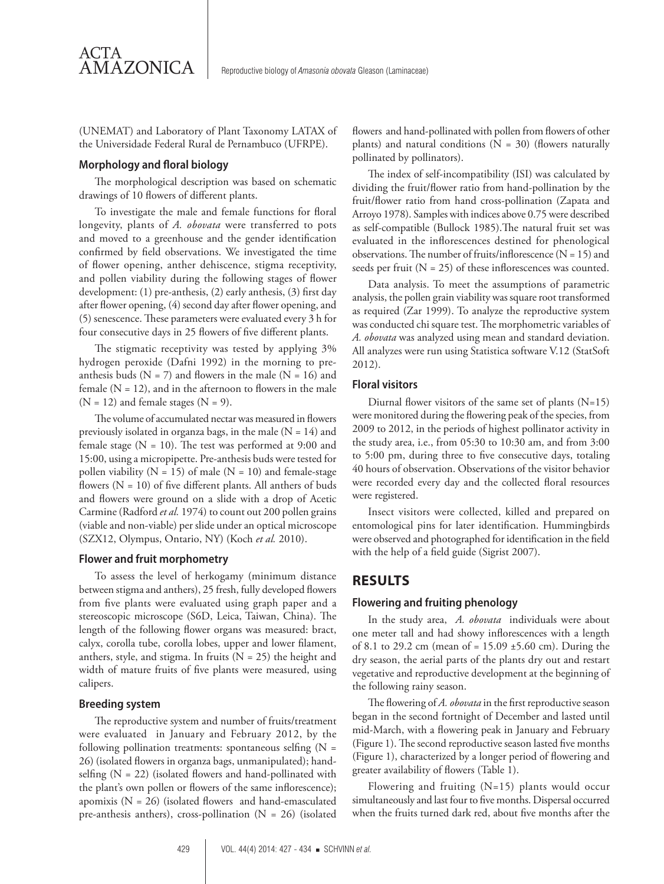(UNEMAT) and Laboratory of Plant Taxonomy LATAX of the Universidade Federal Rural de Pernambuco (UFRPE).

### Morphology and floral biology

The morphological description was based on schematic drawings of 10 flowers of different plants.

To investigate the male and female functions for floral longevity, plants of *A. obovata* were transferred to pots and moved to a greenhouse and the gender identification confirmed by field observations. We investigated the time of flower opening, anther dehiscence, stigma receptivity, and pollen viability during the following stages of flower development: (1) pre-anthesis, (2) early anthesis, (3) first day after flower opening, (4) second day after flower opening, and (5) senescence. These parameters were evaluated every 3 h for four consecutive days in 25 flowers of five different plants.

The stigmatic receptivity was tested by applying 3% hydrogen peroxide (Dafni 1992) in the morning to pre-anthesis buds (N = 7) and flowers in the male (N = 16) and female (N = 12), and in the afternoon to flowers in the male (N = 12) and female stages (N = 9).

The volume of accumulated nectar was measured in flowers previously isolated in organza bags, in the male (N = 14) and female stage (N = 10). The test was performed at 9:00 and 15:00, using a micropipette. Pre-anthesis buds were tested for pollen viability (N = 15) of male (N = 10) and female-stage flowers (N = 10) of five different plants. All anthers of buds and flowers were ground on a slide with a drop of Acetic Carmine (Radford *et al.* 1974) to count out 200 pollen grains (viable and non-viable) per slide under an optical microscope (SZX12, Olympus, Ontario, NY) (Koch *et al.* 2010).

### Flower and fruit morphometry

To assess the level of herkogamy (minimum distance between stigma and anthers), 25 fresh, fully developed flowers from five plants were evaluated using graph paper and a stereoscopic microscope (S6D, Leica, Taiwan, China). The length of the following flower organs was measured: bract, calyx, corolla tube, corolla lobes, upper and lower filament, anthers, style, and stigma. In fruits (N = 25) the height and width of mature fruits of five plants were measured, using calipers.

### Breeding system

The reproductive system and number of fruits/treatment were evaluated in January and February 2012, by the following pollination treatments: spontaneous selfing (N = 26) (isolated flowers in organza bags, unmanipulated); hand-selfing (N = 22) (isolated flowers and hand-pollinated with the plant's own pollen or flowers of the same inflorescence); apomixis (N = 26) (isolated flowers and hand-emasculated pre-anthesis anthers), cross-pollination (N = 26) (isolated flowers and hand-pollinated with pollen from flowers of other plants) and natural conditions (N = 30) (flowers naturally pollinated by pollinators).

The index of self-incompatibility (ISI) was calculated by dividing the fruit/flower ratio from hand-pollination by the fruit/flower ratio from hand cross-pollination (Zapata and Arroyo 1978). Samples with indices above 0.75 were described as self-compatible (Bullock 1985).The natural fruit set was evaluated in the inflorescences destined for phenological observations. The number of fruits/inflorescence (N = 15) and seeds per fruit (N = 25) of these inflorescences was counted.

Data analysis. To meet the assumptions of parametric analysis, the pollen grain viability was square root transformed as required (Zar 1999). To analyze the reproductive system was conducted chi square test. The morphometric variables of *A. obovata* was analyzed using mean and standard deviation. All analyzes were run using Statistica software V.12 (StatSoft 2012).

### Floral visitors

Diurnal flower visitors of the same set of plants (N=15) were monitored during the flowering peak of the species, from 2009 to 2012, in the periods of highest pollinator activity in the study area, i.e., from 05:30 to 10:30 am, and from 3:00 to 5:00 pm, during three to five consecutive days, totaling 40 hours of observation. Observations of the visitor behavior were recorded every day and the collected floral resources were registered.

Insect visitors were collected, killed and prepared on entomological pins for later identification. Hummingbirds were observed and photographed for identification in the field with the help of a field guide (Sigrist 2007).

## RESULTS

### Flowering and fruiting phenology

In the study area, *A. obovata* individuals were about one meter tall and had showy inflorescences with a length of 8.1 to 29.2 cm (mean of = 15.09 ±5.60 cm). During the dry season, the aerial parts of the plants dry out and restart vegetative and reproductive development at the beginning of the following rainy season.

The flowering of *A. obovata* in the first reproductive season began in the second fortnight of December and lasted until mid-March, with a flowering peak in January and February (Figure 1). The second reproductive season lasted five months (Figure 1), characterized by a longer period of flowering and greater availability of flowers (Table 1).

Flowering and fruiting (N=15) plants would occur simultaneously and last four to five months. Dispersal occurred when the fruits turned dark red, about five months after the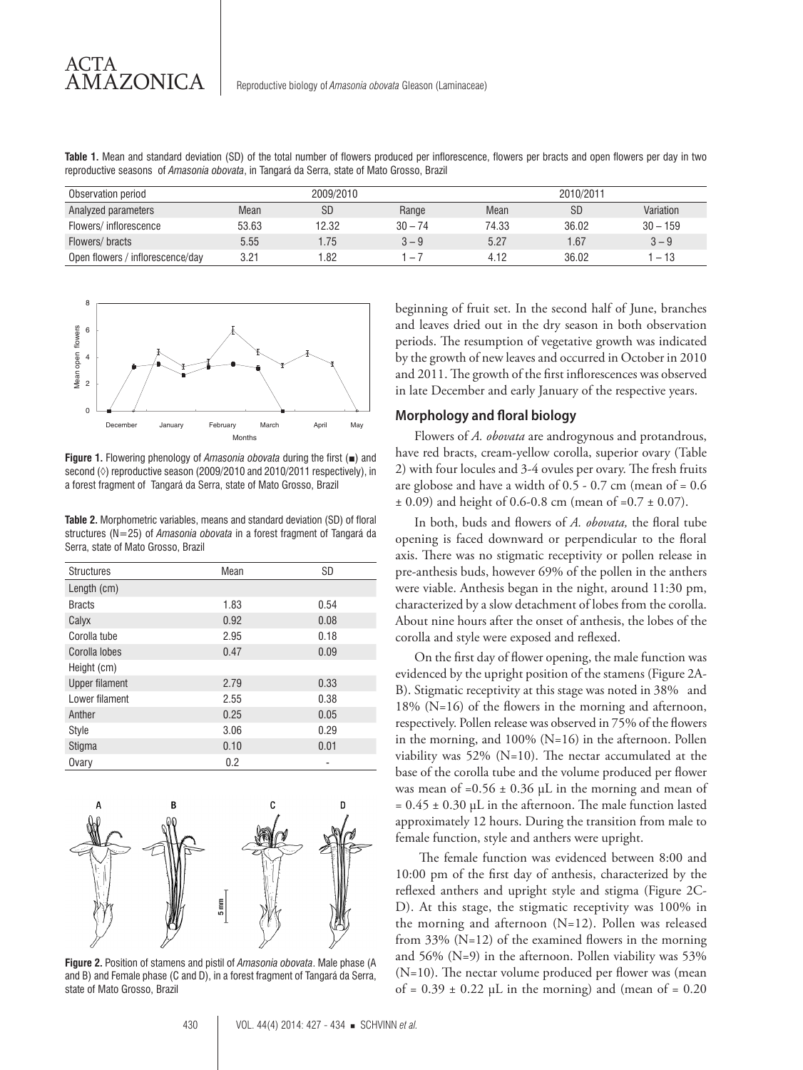**Table 1.** Mean and standard deviation (SD) of the total number of flowers produced per inflorescence, flowers per bracts and open flowers per day in two reproductive seasons of *Amasonia obovata*, in Tangará da Serra, state of Mato Grosso, Brazil

| Observation period | 2009/2010 | | | 2010/2011 | | |
|---|---|---|---|---|---|---|
| Analyzed parameters | Mean | SD | Range | Mean | SD | Variation |
| Flowers/ inflorescence | 53.63 | 12.32 | 30 – 74 | 74.33 | 36.02 | 30 – 159 |
| Flowers/ bracts | 5.55 | 1.75 | 3 – 9 | 5.27 | 1.67 | 3 – 9 |
| Open flowers / inflorescence/day | 3.21 | 1.82 | 1 – 7 | 4.12 | 36.02 | 1 – 13 |

**Figure 1.** Flowering phenology of *Amasonia obovata* during the first (■) and second (◊) reproductive season (2009/2010 and 2010/2011 respectively), in a forest fragment of Tangará da Serra, state of Mato Grosso, Brazil

**Table 2.** Morphometric variables, means and standard deviation (SD) of floral structures (N=25) of *Amasonia obovata* in a forest fragment of Tangará da Serra, state of Mato Grosso, Brazil

| Structures | Mean | SD |
|---|---|---|
| Length (cm) | | |
| Bracts | 1.83 | 0.54 |
| Calyx | 0.92 | 0.08 |
| Corolla tube | 2.95 | 0.18 |
| Corolla lobes | 0.47 | 0.09 |
| Height (cm) | | |
| Upper filament | 2.79 | 0.33 |
| Lower filament | 2.55 | 0.38 |
| Anther | 0.25 | 0.05 |
| Style | 3.06 | 0.29 |
| Stigma | 0.10 | 0.01 |
| Ovary | 0.2 | - |

**Figure 2.** Position of stamens and pistil of *Amasonia obovata*. Male phase (A and B) and Female phase (C and D), in a forest fragment of Tangará da Serra, state of Mato Grosso, Brazil

beginning of fruit set. In the second half of June, branches and leaves dried out in the dry season in both observation periods. The resumption of vegetative growth was indicated by the growth of new leaves and occurred in October in 2010 and 2011. The growth of the first inflorescences was observed in late December and early January of the respective years.

## Morphology and floral biology

Flowers of *A. obovata* are androgynous and protandrous, have red bracts, cream-yellow corolla, superior ovary (Table 2) with four locules and 3-4 ovules per ovary. The fresh fruits are globose and have a width of 0.5 - 0.7 cm (mean of = 0.6 ± 0.09) and height of 0.6-0.8 cm (mean of =0.7 ± 0.07).

In both, buds and flowers of *A. obovata,* the floral tube opening is faced downward or perpendicular to the floral axis. There was no stigmatic receptivity or pollen release in pre-anthesis buds, however 69% of the pollen in the anthers were viable. Anthesis began in the night, around 11:30 pm, characterized by a slow detachment of lobes from the corolla. About nine hours after the onset of anthesis, the lobes of the corolla and style were exposed and reflexed.

On the first day of flower opening, the male function was evidenced by the upright position of the stamens (Figure 2A-B). Stigmatic receptivity at this stage was noted in 38% and 18% (N=16) of the flowers in the morning and afternoon, respectively. Pollen release was observed in 75% of the flowers in the morning, and 100% (N=16) in the afternoon. Pollen viability was 52% (N=10). The nectar accumulated at the base of the corolla tube and the volume produced per flower was mean of =0.56 ± 0.36 μL in the morning and mean of = 0.45 ± 0.30 μL in the afternoon. The male function lasted approximately 12 hours. During the transition from male to female function, style and anthers were upright.

The female function was evidenced between 8:00 and 10:00 pm of the first day of anthesis, characterized by the reflexed anthers and upright style and stigma (Figure 2C-D). At this stage, the stigmatic receptivity was 100% in the morning and afternoon (N=12). Pollen was released from 33% (N=12) of the examined flowers in the morning and 56% (N=9) in the afternoon. Pollen viability was 53% (N=10). The nectar volume produced per flower was (mean of = 0.39 ± 0.22 μL in the morning) and (mean of = 0.20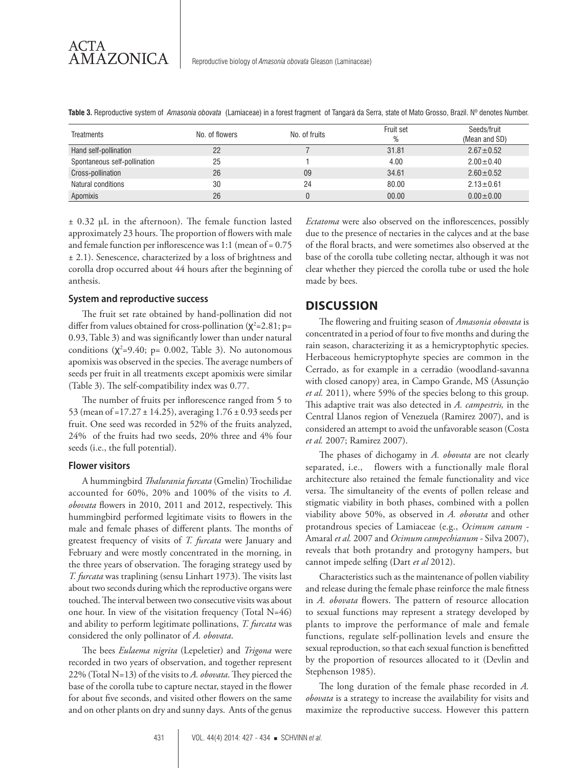**Table 3.** Reproductive system of *Amasonia obovata* (Lamiaceae) in a forest fragment of Tangará da Serra, state of Mato Grosso, Brazil. Nº denotes Number.

| Treatments | No. of flowers | No. of fruits | Fruit set % | Seeds/fruit (Mean and SD) |
|---|---|---|---|---|
| Hand self-pollination | 22 | 7 | 31.81 | 2.67±0.52 |
| Spontaneous self-pollination | 25 | 1 | 4.00 | 2.00±0.40 |
| Cross-pollination | 26 | 09 | 34.61 | 2.60±0.52 |
| Natural conditions | 30 | 24 | 80.00 | 2.13±0.61 |
| Apomixis | 26 | 0 | 00.00 | 0.00±0.00 |

± 0.32 µL in the afternoon). The female function lasted approximately 23 hours. The proportion of flowers with male and female function per inflorescence was 1:1 (mean of = 0.75 ± 2.1). Senescence, characterized by a loss of brightness and corolla drop occurred about 44 hours after the beginning of anthesis.

### System and reproductive success

The fruit set rate obtained by hand-pollination did not differ from values obtained for cross-pollination ($\chi^2$=2.81; p= 0.93, Table 3) and was significantly lower than under natural conditions ($\chi^2$=9.40; p= 0.002, Table 3). No autonomous apomixis was observed in the species. The average numbers of seeds per fruit in all treatments except apomixis were similar (Table 3). The self-compatibility index was 0.77.

The number of fruits per inflorescence ranged from 5 to 53 (mean of =17.27 ± 14.25), averaging 1.76 ± 0.93 seeds per fruit. One seed was recorded in 52% of the fruits analyzed, 24% of the fruits had two seeds, 20% three and 4% four seeds (i.e., the full potential).

### Flower visitors

A hummingbird *Thalurania furcata* (Gmelin) Trochilidae accounted for 60%, 20% and 100% of the visits to *A. obovata* flowers in 2010, 2011 and 2012, respectively. This hummingbird performed legitimate visits to flowers in the male and female phases of different plants. The months of greatest frequency of visits of *T. furcata* were January and February and were mostly concentrated in the morning, in the three years of observation. The foraging strategy used by *T. furcata* was traplining (sensu Linhart 1973). The visits last about two seconds during which the reproductive organs were touched. The interval between two consecutive visits was about one hour. In view of the visitation frequency (Total N=46) and ability to perform legitimate pollinations, *T. furcata* was considered the only pollinator of *A. obovata*.

The bees *Eulaema nigrita* (Lepeletier) and *Trigona* were recorded in two years of observation, and together represent 22% (Total N=13) of the visits to *A. obovata*. They pierced the base of the corolla tube to capture nectar, stayed in the flower for about five seconds, and visited other flowers on the same and on other plants on dry and sunny days. Ants of the genus *Ectatoma* were also observed on the inflorescences, possibly due to the presence of nectaries in the calyces and at the base of the floral bracts, and were sometimes also observed at the base of the corolla tube colleting nectar, although it was not clear whether they pierced the corolla tube or used the hole made by bees.

## DISCUSSION

The flowering and fruiting season of *Amasonia obovata* is concentrated in a period of four to five months and during the rain season, characterizing it as a hemicryptophytic species. Herbaceous hemicryptophyte species are common in the Cerrado, as for example in a cerradão (woodland-savanna with closed canopy) area, in Campo Grande, MS (Assunção *et al.* 2011), where 59% of the species belong to this group. This adaptive trait was also detected in *A. campestris,* in the Central Llanos region of Venezuela (Ramirez 2007), and is considered an attempt to avoid the unfavorable season (Costa *et al.* 2007; Ramirez 2007).

The phases of dichogamy in *A. obovata* are not clearly separated, i.e., flowers with a functionally male floral architecture also retained the female functionality and vice versa. The simultaneity of the events of pollen release and stigmatic viability in both phases, combined with a pollen viability above 50%, as observed in *A. obovata* and other protandrous species of Lamiaceae (e.g., *Ocimum canum* - Amaral *et al.* 2007 and *Ocimum campechianum* - Silva 2007), reveals that both protandry and protogyny hampers, but cannot impede selfing (Dart *et al* 2012).

Characteristics such as the maintenance of pollen viability and release during the female phase reinforce the male fitness in *A. obovata* flowers. The pattern of resource allocation to sexual functions may represent a strategy developed by plants to improve the performance of male and female functions, regulate self-pollination levels and ensure the sexual reproduction, so that each sexual function is benefitted by the proportion of resources allocated to it (Devlin and Stephenson 1985).

The long duration of the female phase recorded in *A. obovata* is a strategy to increase the availability for visits and maximize the reproductive success. However this pattern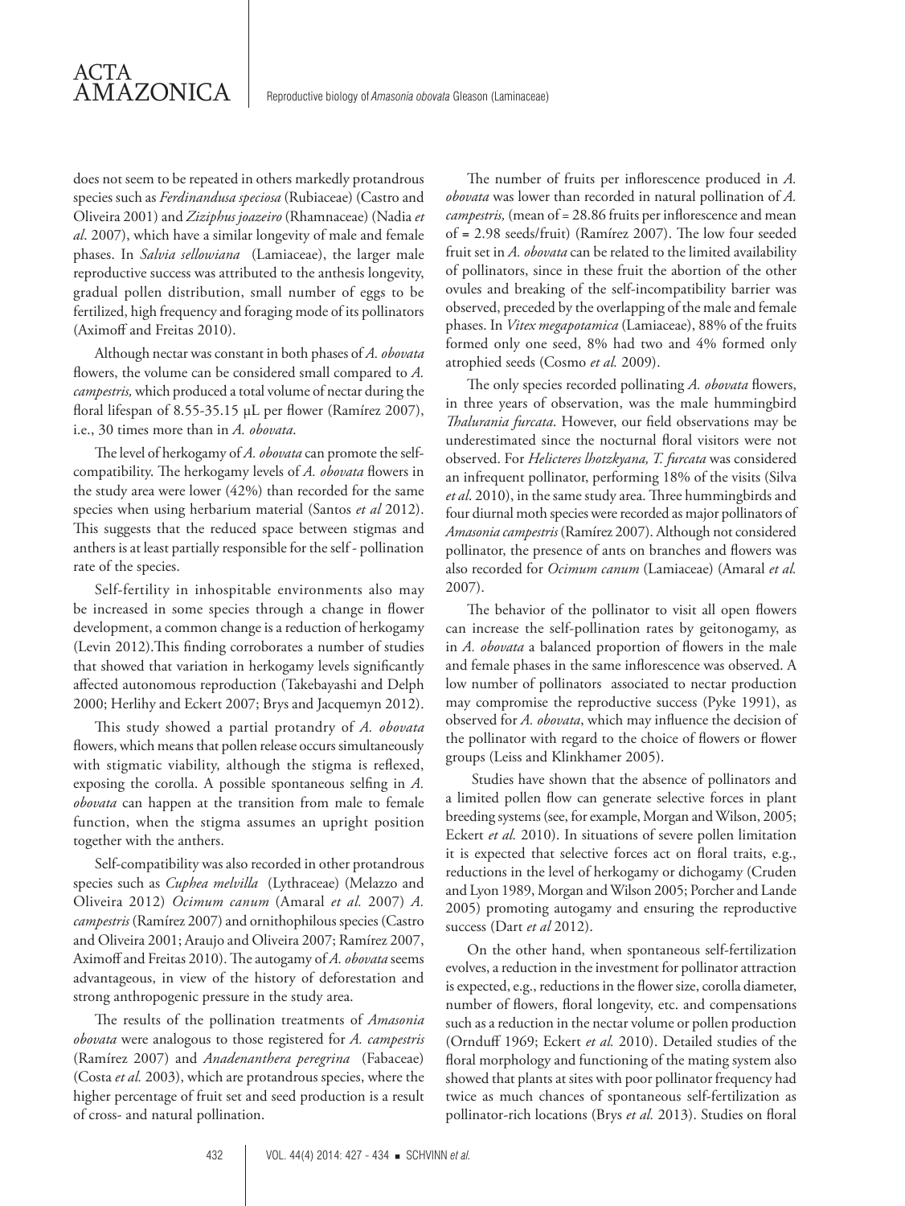does not seem to be repeated in others markedly protandrous species such as *Ferdinandusa speciosa* (Rubiaceae) (Castro and Oliveira 2001) and *Ziziphus joazeiro* (Rhamnaceae) (Nadia *et al*. 2007), which have a similar longevity of male and female phases. In *Salvia sellowiana* (Lamiaceae), the larger male reproductive success was attributed to the anthesis longevity, gradual pollen distribution, small number of eggs to be fertilized, high frequency and foraging mode of its pollinators (Aximoff and Freitas 2010).

Although nectar was constant in both phases of *A. obovata* flowers, the volume can be considered small compared to *A. campestris,* which produced a total volume of nectar during the floral lifespan of 8.55-35.15 µL per flower (Ramírez 2007), i.e., 30 times more than in *A. obovata*.

The level of herkogamy of *A. obovata* can promote the self-compatibility. The herkogamy levels of *A. obovata* flowers in the study area were lower (42%) than recorded for the same species when using herbarium material (Santos *et al* 2012). This suggests that the reduced space between stigmas and anthers is at least partially responsible for the self - pollination rate of the species.

Self-fertility in inhospitable environments also may be increased in some species through a change in flower development, a common change is a reduction of herkogamy (Levin 2012).This finding corroborates a number of studies that showed that variation in herkogamy levels significantly affected autonomous reproduction (Takebayashi and Delph 2000; Herlihy and Eckert 2007; Brys and Jacquemyn 2012).

This study showed a partial protandry of *A. obovata* flowers, which means that pollen release occurs simultaneously with stigmatic viability, although the stigma is reflexed, exposing the corolla. A possible spontaneous selfing in *A. obovata* can happen at the transition from male to female function, when the stigma assumes an upright position together with the anthers.

Self-compatibility was also recorded in other protandrous species such as *Cuphea melvilla* (Lythraceae) (Melazzo and Oliveira 2012) *Ocimum canum* (Amaral *et al.* 2007) *A. campestris* (Ramírez 2007) and ornithophilous species (Castro and Oliveira 2001; Araujo and Oliveira 2007; Ramírez 2007, Aximoff and Freitas 2010). The autogamy of *A. obovata* seems advantageous, in view of the history of deforestation and strong anthropogenic pressure in the study area.

The results of the pollination treatments of *Amasonia obovata* were analogous to those registered for *A. campestris* (Ramírez 2007) and *Anadenanthera peregrina* (Fabaceae) (Costa *et al.* 2003), which are protandrous species, where the higher percentage of fruit set and seed production is a result of cross- and natural pollination.

The number of fruits per inflorescence produced in *A. obovata* was lower than recorded in natural pollination of *A. campestris,* (mean of = 28.86 fruits per inflorescence and mean of = 2.98 seeds/fruit) (Ramírez 2007). The low four seeded fruit set in *A. obovata* can be related to the limited availability of pollinators, since in these fruit the abortion of the other ovules and breaking of the self-incompatibility barrier was observed, preceded by the overlapping of the male and female phases. In *Vitex megapotamica* (Lamiaceae), 88% of the fruits formed only one seed, 8% had two and 4% formed only atrophied seeds (Cosmo *et al.* 2009).

The only species recorded pollinating *A. obovata* flowers, in three years of observation, was the male hummingbird *Thalurania furcata*. However, our field observations may be underestimated since the nocturnal floral visitors were not observed. For *Helicteres lhotzkyana, T. furcata* was considered an infrequent pollinator, performing 18% of the visits (Silva *et al*. 2010), in the same study area. Three hummingbirds and four diurnal moth species were recorded as major pollinators of *Amasonia campestris* (Ramírez 2007). Although not considered pollinator, the presence of ants on branches and flowers was also recorded for *Ocimum canum* (Lamiaceae) (Amaral *et al.* 2007).

The behavior of the pollinator to visit all open flowers can increase the self-pollination rates by geitonogamy, as in *A. obovata* a balanced proportion of flowers in the male and female phases in the same inflorescence was observed. A low number of pollinators associated to nectar production may compromise the reproductive success (Pyke 1991), as observed for *A. obovata*, which may influence the decision of the pollinator with regard to the choice of flowers or flower groups (Leiss and Klinkhamer 2005).

Studies have shown that the absence of pollinators and a limited pollen flow can generate selective forces in plant breeding systems (see, for example, Morgan and Wilson, 2005; Eckert *et al.* 2010). In situations of severe pollen limitation it is expected that selective forces act on floral traits, e.g., reductions in the level of herkogamy or dichogamy (Cruden and Lyon 1989, Morgan and Wilson 2005; Porcher and Lande 2005) promoting autogamy and ensuring the reproductive success (Dart *et al* 2012).

On the other hand, when spontaneous self-fertilization evolves, a reduction in the investment for pollinator attraction is expected, e.g., reductions in the flower size, corolla diameter, number of flowers, floral longevity, etc. and compensations such as a reduction in the nectar volume or pollen production (Ornduff 1969; Eckert *et al.* 2010). Detailed studies of the floral morphology and functioning of the mating system also showed that plants at sites with poor pollinator frequency had twice as much chances of spontaneous self-fertilization as pollinator-rich locations (Brys *et al.* 2013). Studies on floral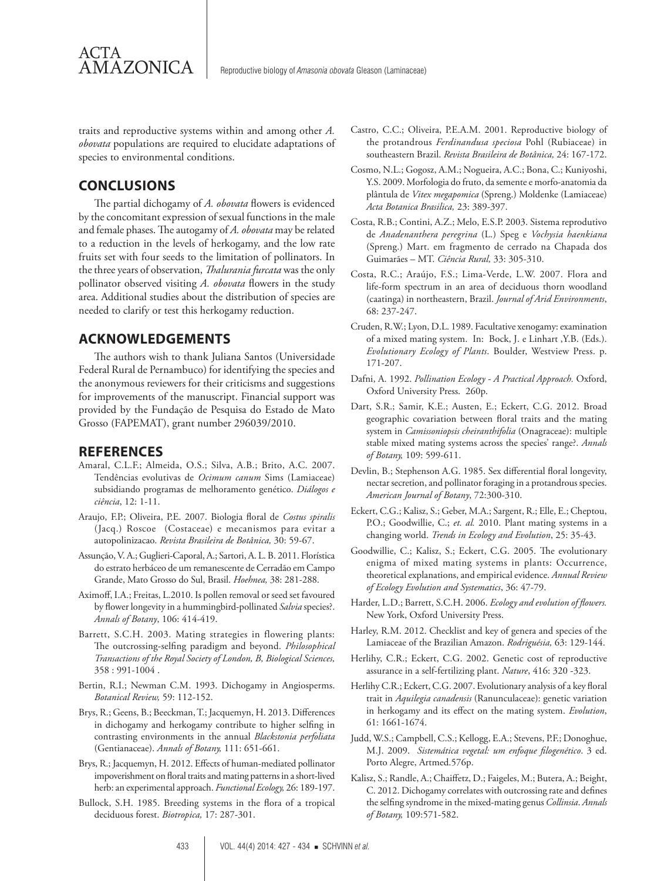traits and reproductive systems within and among other *A. obovata* populations are required to elucidate adaptations of species to environmental conditions.

## CONCLUSIONS

The partial dichogamy of *A. obovata* flowers is evidenced by the concomitant expression of sexual functions in the male and female phases. The autogamy of *A. obovata* may be related to a reduction in the levels of herkogamy, and the low rate fruits set with four seeds to the limitation of pollinators. In the three years of observation, *Thalurania furcata* was the only pollinator observed visiting *A. obovata* flowers in the study area. Additional studies about the distribution of species are needed to clarify or test this herkogamy reduction.

## ACKNOWLEDGEMENTS

The authors wish to thank Juliana Santos (Universidade Federal Rural de Pernambuco) for identifying the species and the anonymous reviewers for their criticisms and suggestions for improvements of the manuscript. Financial support was provided by the Fundação de Pesquisa do Estado de Mato Grosso (FAPEMAT), grant number 296039/2010.

## REFERENCES

Amaral, C.L.F.; Almeida, O.S.; Silva, A.B.; Brito, A.C. 2007. Tendências evolutivas de *Ocimum canum* Sims (Lamiaceae) subsidiando programas de melhoramento genético. *Diálogos e ciência*, 12: 1-11.

Araujo, F.P.; Oliveira, P.E. 2007. Biologia floral de *Costus spiralis* (Jacq.) Roscoe (Costaceae) e mecanismos para evitar a autopolinizacao. *Revista Brasileira de Botânica,* 30: 59-67.

Assunção, V. A.; Guglieri-Caporal, A.; Sartori, A. L. B. 2011. Florística do estrato herbáceo de um remanescente de Cerradão em Campo Grande, Mato Grosso do Sul, Brasil. *Hoehnea,* 38: 281-288.

Aximoff, I.A.; Freitas, L.2010. Is pollen removal or seed set favoured by flower longevity in a hummingbird-pollinated *Salvia* species?. *Annals of Botany*, 106: 414-419.

Barrett, S.C.H. 2003. Mating strategies in flowering plants: The outcrossing-selfing paradigm and beyond. *Philosophical Transactions of the Royal Society of London, B, Biological Sciences,* 358 : 991-1004 .

Bertin, R.I.; Newman C.M. 1993. Dichogamy in Angiosperms. *Botanical Review,* 59: 112-152.

Brys, R.; Geens, B.; Beeckman, T.; Jacquemyn, H. 2013. Differences in dichogamy and herkogamy contribute to higher selfing in contrasting environments in the annual *Blackstonia perfoliata* (Gentianaceae). *Annals of Botany,* 111: 651-661.

Brys, R.; Jacquemyn, H. 2012. Effects of human-mediated pollinator impoverishment on floral traits and mating patterns in a short-lived herb: an experimental approach. *Functional Ecology,* 26: 189-197.

Bullock, S.H. 1985. Breeding systems in the flora of a tropical deciduous forest. *Biotropica,* 17: 287-301.

Castro, C.C.; Oliveira, P.E.A.M. 2001. Reproductive biology of the protandrous *Ferdinandusa speciosa* Pohl (Rubiaceae) in southeastern Brazil. *Revista Brasileira de Botânica,* 24: 167-172.

Cosmo, N.L.; Gogosz, A.M.; Nogueira, A.C.; Bona, C.; Kuniyoshi, Y.S. 2009. Morfologia do fruto, da semente e morfo-anatomia da plântula de *Vitex megapomica* (Spreng.) Moldenke (Lamiaceae) *Acta Botanica Brasilica,* 23: 389-397.

Costa, R.B.; Contini, A.Z.; Melo, E.S.P. 2003. Sistema reprodutivo de *Anadenanthera peregrina* (L.) Speg e *Vochysia haenkiana* (Spreng.) Mart. em fragmento de cerrado na Chapada dos Guimarães – MT. *Ciência Rural,* 33: 305-310.

Costa, R.C.; Araújo, F.S.; Lima-Verde, L.W. 2007. Flora and life-form spectrum in an area of deciduous thorn woodland (caatinga) in northeastern, Brazil. *Journal of Arid Environments*, 68: 237-247.

Cruden, R.W.; Lyon, D.L. 1989. Facultative xenogamy: examination of a mixed mating system. In: Bock, J. e Linhart ,Y.B. (Eds.). *Evolutionary Ecology of Plants*. Boulder, Westview Press. p. 171-207.

Dafni, A. 1992. *Pollination Ecology - A Practical Approach.* Oxford, Oxford University Press. 260p.

Dart, S.R.; Samir, K.E.; Austen, E.; Eckert, C.G. 2012. Broad geographic covariation between floral traits and the mating system in *Camissoniopsis cheiranthifolia* (Onagraceae): multiple stable mixed mating systems across the species' range?. *Annals of Botany,* 109: 599-611.

Devlin, B.; Stephenson A.G. 1985. Sex differential floral longevity, nectar secretion, and pollinator foraging in a protandrous species. *American Journal of Botany*, 72:300-310.

Eckert, C.G.; Kalisz, S.; Geber, M.A.; Sargent, R.; Elle, E.; Cheptou, P.O.; Goodwillie, C.; *et. al.* 2010. Plant mating systems in a changing world. *Trends in Ecology and Evolution*, 25: 35-43.

Goodwillie, C.; Kalisz, S.; Eckert, C.G. 2005. The evolutionary enigma of mixed mating systems in plants: Occurrence, theoretical explanations, and empirical evidence. *Annual Review of Ecology Evolution and Systematics*, 36: 47-79.

Harder, L.D.; Barrett, S.C.H. 2006. *Ecology and evolution of flowers.* New York, Oxford University Press.

Harley, R.M. 2012. Checklist and key of genera and species of the Lamiaceae of the Brazilian Amazon. *Rodriguésia,* 63: 129-144.

Herlihy, C.R.; Eckert, C.G. 2002. Genetic cost of reproductive assurance in a self-fertilizing plant. *Nature*, 416: 320 -323.

Herlihy C.R.; Eckert, C.G. 2007. Evolutionary analysis of a key floral trait in *Aquilegia canadensis* (Ranunculaceae): genetic variation in herkogamy and its effect on the mating system. *Evolution*, 61: 1661-1674.

Judd, W.S.; Campbell, C.S.; Kellogg, E.A.; Stevens, P.F.; Donoghue, M.J. 2009. *Sistemática vegetal: um enfoque filogenético*. 3 ed. Porto Alegre, Artmed.576p.

Kalisz, S.; Randle, A.; Chaiffetz, D.; Faigeles, M.; Butera, A.; Beight, C. 2012. Dichogamy correlates with outcrossing rate and defines the selfing syndrome in the mixed-mating genus *Collinsia*. *Annals of Botany,* 109:571-582.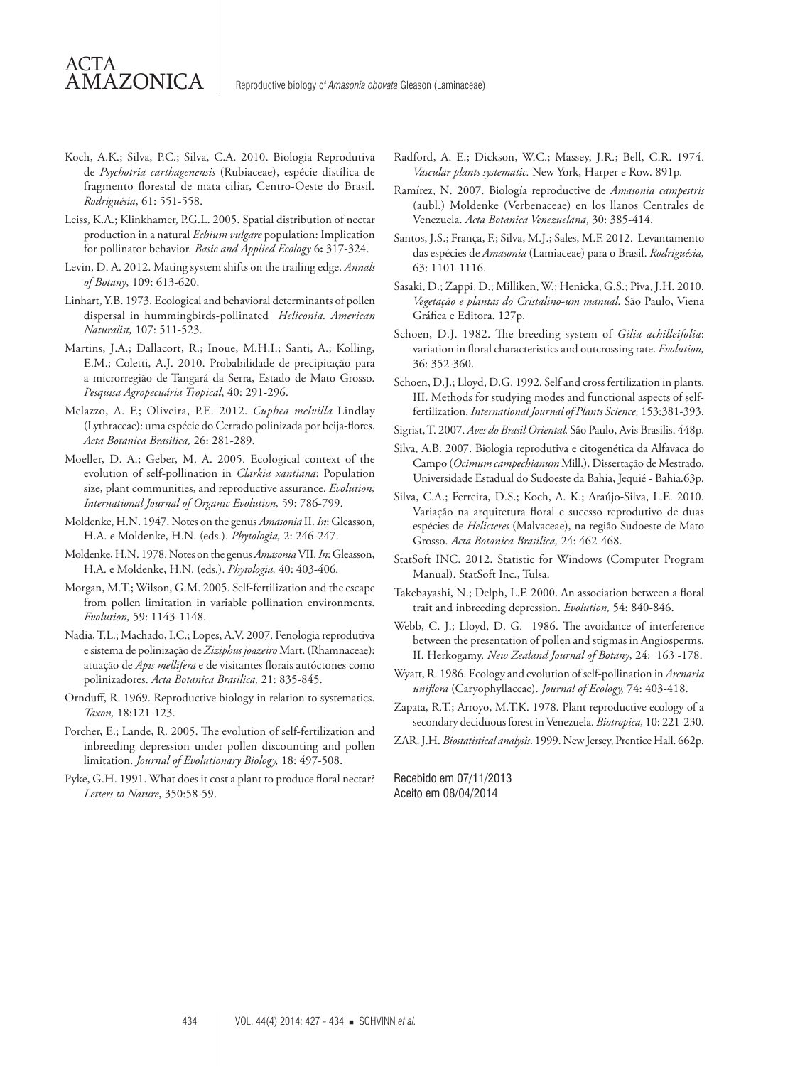Koch, A.K.; Silva, P.C.; Silva, C.A. 2010. Biologia Reprodutiva de *Psychotria carthagenensis* (Rubiaceae), espécie distílica de fragmento florestal de mata ciliar, Centro-Oeste do Brasil. *Rodriguésia*, 61: 551-558.

Leiss, K.A.; Klinkhamer, P.G.L. 2005. Spatial distribution of nectar production in a natural *Echium vulgare* population: Implication for pollinator behavior. *Basic and Applied Ecology* 6**:** 317-324.

Levin, D. A. 2012. Mating system shifts on the trailing edge. *Annals of Botany*, 109: 613-620.

Linhart, Y.B. 1973. Ecological and behavioral determinants of pollen dispersal in hummingbirds-pollinated *Heliconia*. *American Naturalist,* 107: 511-523.

Martins, J.A.; Dallacort, R.; Inoue, M.H.I.; Santi, A.; Kolling, E.M.; Coletti, A.J. 2010. Probabilidade de precipitação para a microrregião de Tangará da Serra, Estado de Mato Grosso. *Pesquisa Agropecuária Tropical*, 40: 291-296.

Melazzo, A. F.; Oliveira, P.E. 2012. *Cuphea melvilla* Lindlay (Lythraceae): uma espécie do Cerrado polinizada por beija-flores. *Acta Botanica Brasilica,* 26: 281-289.

Moeller, D. A.; Geber, M. A. 2005. Ecological context of the evolution of self-pollination in *Clarkia xantiana*: Population size, plant communities, and reproductive assurance. *Evolution; International Journal of Organic Evolution,* 59: 786-799.

Moldenke, H.N. 1947. Notes on the genus *Amasonia* II. *In*: Gleasson, H.A. e Moldenke, H.N. (eds.). *Phytologia,* 2: 246-247.

Moldenke, H.N. 1978. Notes on the genus *Amasonia* VII. *In*: Gleasson, H.A. e Moldenke, H.N. (eds.). *Phytologia,* 40: 403-406.

Morgan, M.T.; Wilson, G.M. 2005. Self-fertilization and the escape from pollen limitation in variable pollination environments. *Evolution,* 59: 1143-1148.

Nadia, T.L.; Machado, I.C.; Lopes, A.V. 2007. Fenologia reprodutiva e sistema de polinização de *Ziziphus joazeiro* Mart. (Rhamnaceae): atuação de *Apis mellifera* e de visitantes florais autóctones como polinizadores. *Acta Botanica Brasilica,* 21: 835-845.

Ornduff, R. 1969. Reproductive biology in relation to systematics. *Taxon,* 18:121-123.

Porcher, E.; Lande, R. 2005. The evolution of self-fertilization and inbreeding depression under pollen discounting and pollen limitation. *Journal of Evolutionary Biology,* 18: 497-508.

Pyke, G.H. 1991. What does it cost a plant to produce floral nectar? *Letters to Nature*, 350:58-59.

Radford, A. E.; Dickson, W.C.; Massey, J.R.; Bell, C.R. 1974. *Vascular plants systematic.* New York, Harper e Row. 891p.

Ramírez, N. 2007. Biología reproductive de *Amasonia campestris* (aubl.) Moldenke (Verbenaceae) en los llanos Centrales de Venezuela. *Acta Botanica Venezuelana*, 30: 385-414.

Santos, J.S.; França, F.; Silva, M.J.; Sales, M.F. 2012. Levantamento das espécies de *Amasonia* (Lamiaceae) para o Brasil. *Rodriguésia,* 63: 1101-1116.

Sasaki, D.; Zappi, D.; Milliken, W.; Henicka, G.S.; Piva, J.H. 2010. *Vegetação e plantas do Cristalino-um manual*. São Paulo, Viena Gráfica e Editora. 127p.

Schoen, D.J. 1982. The breeding system of *Gilia achilleifolia*: variation in floral characteristics and outcrossing rate. *Evolution,* 36: 352-360.

Schoen, D.J.; Lloyd, D.G. 1992. Self and cross fertilization in plants. III. Methods for studying modes and functional aspects of self-fertilization. *International Journal of Plants Science,* 153:381-393.

Sigrist, T. 2007. *Aves do Brasil Oriental.* São Paulo, Avis Brasilis. 448p.

Silva, A.B. 2007. Biologia reprodutiva e citogenética da Alfavaca do Campo (*Ocimum campechianum* Mill.). Dissertação de Mestrado. Universidade Estadual do Sudoeste da Bahia, Jequié - Bahia.63p.

Silva, C.A.; Ferreira, D.S.; Koch, A. K.; Araújo-Silva, L.E. 2010. Variação na arquitetura floral e sucesso reprodutivo de duas espécies de *Helicteres* (Malvaceae), na região Sudoeste de Mato Grosso. *Acta Botanica Brasilica,* 24: 462-468.

StatSoft INC. 2012. Statistic for Windows (Computer Program Manual). StatSoft Inc., Tulsa.

Takebayashi, N.; Delph, L.F. 2000. An association between a floral trait and inbreeding depression. *Evolution,* 54: 840-846.

Webb, C. J.; Lloyd, D. G. 1986. The avoidance of interference between the presentation of pollen and stigmas in Angiosperms. II. Herkogamy. *New Zealand Journal of Botany*, 24: 163 -178.

Wyatt, R. 1986. Ecology and evolution of self-pollination in *Arenaria uniflora* (Caryophyllaceae). *Journal of Ecology,* 74: 403-418.

Zapata, R.T.; Arroyo, M.T.K. 1978. Plant reproductive ecology of a secondary deciduous forest in Venezuela. *Biotropica,* 10: 221-230.

ZAR, J.H. *Biostatistical analysis*. 1999. New Jersey, Prentice Hall. 662p.

Recebido em 07/11/2013
Aceito em 08/04/2014